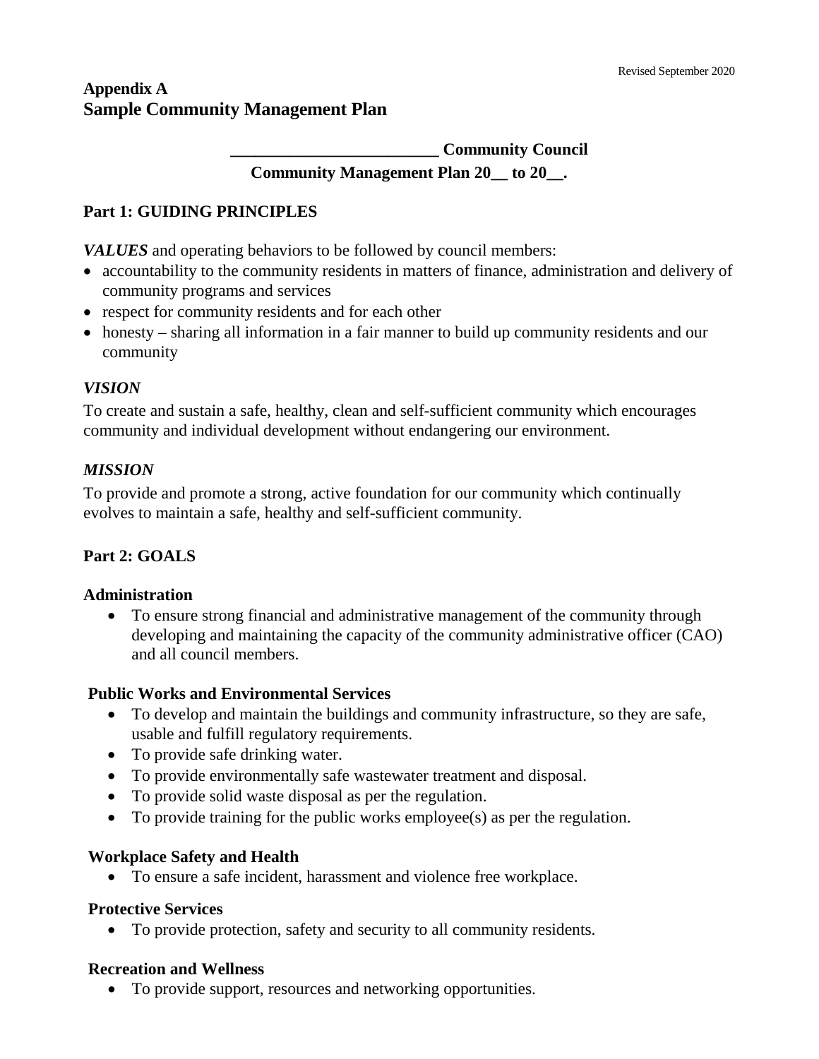Revised September 2020

# Appendix A
# Sample Community Management Plan

**________________________ Community Council**

**Community Management Plan 20__ to 20__.**

## Part 1: GUIDING PRINCIPLES

***VALUES*** and operating behaviors to be followed by council members:

- accountability to the community residents in matters of finance, administration and delivery of community programs and services
- respect for community residents and for each other
- honesty – sharing all information in a fair manner to build up community residents and our community

### *VISION*

To create and sustain a safe, healthy, clean and self-sufficient community which encourages community and individual development without endangering our environment.

### *MISSION*

To provide and promote a strong, active foundation for our community which continually evolves to maintain a safe, healthy and self-sufficient community.

## Part 2: GOALS

### Administration

- To ensure strong financial and administrative management of the community through developing and maintaining the capacity of the community administrative officer (CAO) and all council members.

### Public Works and Environmental Services

- To develop and maintain the buildings and community infrastructure, so they are safe, usable and fulfill regulatory requirements.
- To provide safe drinking water.
- To provide environmentally safe wastewater treatment and disposal.
- To provide solid waste disposal as per the regulation.
- To provide training for the public works employee(s) as per the regulation.

### Workplace Safety and Health

- To ensure a safe incident, harassment and violence free workplace.

### Protective Services

- To provide protection, safety and security to all community residents.

### Recreation and Wellness

- To provide support, resources and networking opportunities.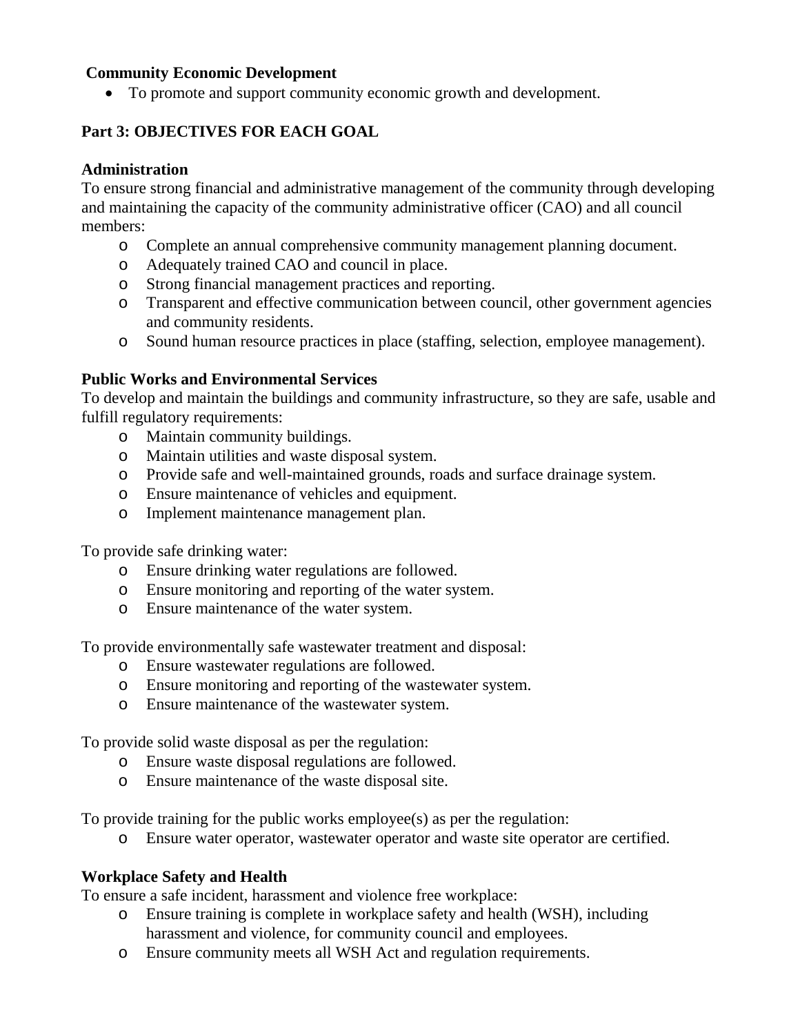**Community Economic Development**

- To promote and support community economic growth and development.

## Part 3: OBJECTIVES FOR EACH GOAL

**Administration**

To ensure strong financial and administrative management of the community through developing and maintaining the capacity of the community administrative officer (CAO) and all council members:

- Complete an annual comprehensive community management planning document.
- Adequately trained CAO and council in place.
- Strong financial management practices and reporting.
- Transparent and effective communication between council, other government agencies and community residents.
- Sound human resource practices in place (staffing, selection, employee management).

**Public Works and Environmental Services**

To develop and maintain the buildings and community infrastructure, so they are safe, usable and fulfill regulatory requirements:

- Maintain community buildings.
- Maintain utilities and waste disposal system.
- Provide safe and well-maintained grounds, roads and surface drainage system.
- Ensure maintenance of vehicles and equipment.
- Implement maintenance management plan.

To provide safe drinking water:

- Ensure drinking water regulations are followed.
- Ensure monitoring and reporting of the water system.
- Ensure maintenance of the water system.

To provide environmentally safe wastewater treatment and disposal:

- Ensure wastewater regulations are followed.
- Ensure monitoring and reporting of the wastewater system.
- Ensure maintenance of the wastewater system.

To provide solid waste disposal as per the regulation:

- Ensure waste disposal regulations are followed.
- Ensure maintenance of the waste disposal site.

To provide training for the public works employee(s) as per the regulation:

- Ensure water operator, wastewater operator and waste site operator are certified.

**Workplace Safety and Health**

To ensure a safe incident, harassment and violence free workplace:

- Ensure training is complete in workplace safety and health (WSH), including harassment and violence, for community council and employees.
- Ensure community meets all WSH Act and regulation requirements.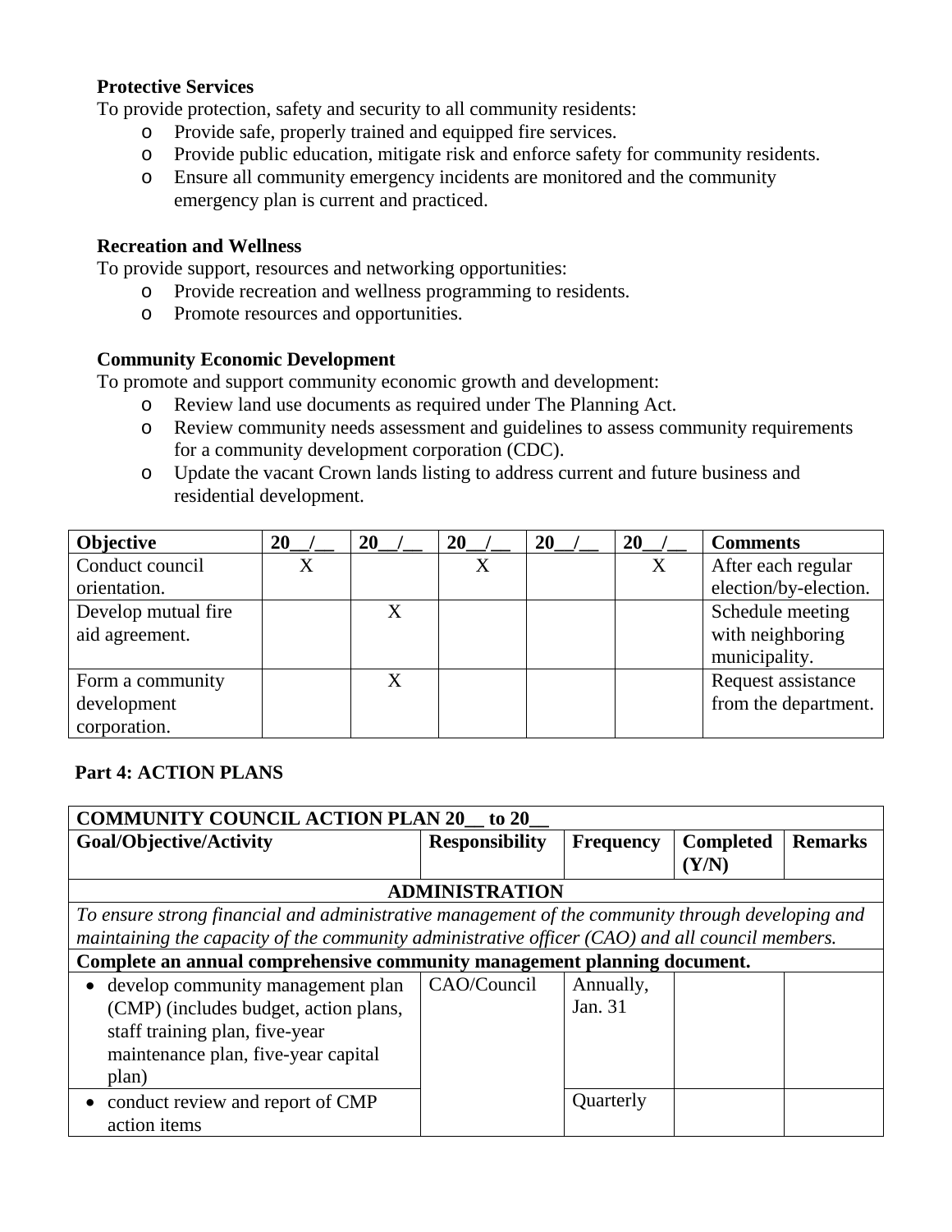**Protective Services**

To provide protection, safety and security to all community residents:

- Provide safe, properly trained and equipped fire services.
- Provide public education, mitigate risk and enforce safety for community residents.
- Ensure all community emergency incidents are monitored and the community emergency plan is current and practiced.

**Recreation and Wellness**

To provide support, resources and networking opportunities:

- Provide recreation and wellness programming to residents.
- Promote resources and opportunities.

**Community Economic Development**

To promote and support community economic growth and development:

- Review land use documents as required under The Planning Act.
- Review community needs assessment and guidelines to assess community requirements for a community development corporation (CDC).
- Update the vacant Crown lands listing to address current and future business and residential development.

| Objective | 20__/__ | 20__/__ | 20__/__ | 20__/__ | 20__/__ | Comments |
|---|---|---|---|---|---|---|
| Conduct council orientation. | X | | X | | X | After each regular election/by-election. |
| Develop mutual fire aid agreement. | | X | | | | Schedule meeting with neighboring municipality. |
| Form a community development corporation. | | X | | | | Request assistance from the department. |

## Part 4: ACTION PLANS

| COMMUNITY COUNCIL ACTION PLAN 20__ to 20__ | | | | |
|---|---|---|---|---|
| **Goal/Objective/Activity** | **Responsibility** | **Frequency** | **Completed (Y/N)** | **Remarks** |
| **ADMINISTRATION** | | | | |
| *To ensure strong financial and administrative management of the community through developing and maintaining the capacity of the community administrative officer (CAO) and all council members.* | | | | |
| **Complete an annual comprehensive community management planning document.** | | | | |
| • develop community management plan (CMP) (includes budget, action plans, staff training plan, five-year maintenance plan, five-year capital plan) | CAO/Council | Annually, Jan. 31 | | |
| • conduct review and report of CMP action items | | Quarterly | | |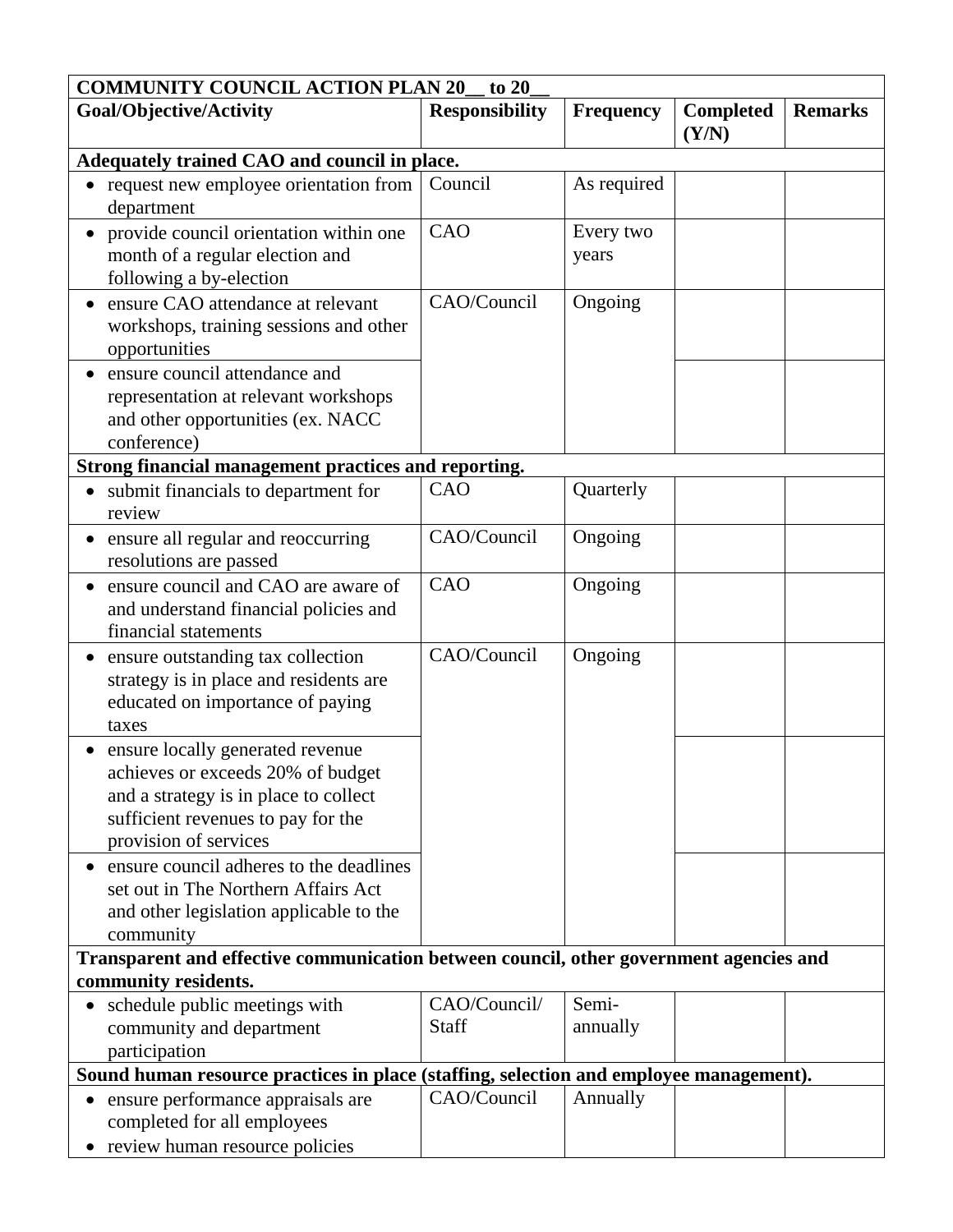| COMMUNITY COUNCIL ACTION PLAN 20__ to 20__ | | | | |
|---|---|---|---|---|
| **Goal/Objective/Activity** | **Responsibility** | **Frequency** | **Completed (Y/N)** | **Remarks** |
| **Adequately trained CAO and council in place.** | | | | |
| • request new employee orientation from department | Council | As required | | |
| • provide council orientation within one month of a regular election and following a by-election | CAO | Every two years | | |
| • ensure CAO attendance at relevant workshops, training sessions and other opportunities | CAO/Council | Ongoing | | |
| • ensure council attendance and representation at relevant workshops and other opportunities (ex. NACC conference) | | | | |
| **Strong financial management practices and reporting.** | | | | |
| • submit financials to department for review | CAO | Quarterly | | |
| • ensure all regular and reoccurring resolutions are passed | CAO/Council | Ongoing | | |
| • ensure council and CAO are aware of and understand financial policies and financial statements | CAO | Ongoing | | |
| • ensure outstanding tax collection strategy is in place and residents are educated on importance of paying taxes | CAO/Council | Ongoing | | |
| • ensure locally generated revenue achieves or exceeds 20% of budget and a strategy is in place to collect sufficient revenues to pay for the provision of services | | | | |
| • ensure council adheres to the deadlines set out in The Northern Affairs Act and other legislation applicable to the community | | | | |
| **Transparent and effective communication between council, other government agencies and community residents.** | | | | |
| • schedule public meetings with community and department participation | CAO/Council/ Staff | Semi-annually | | |
| **Sound human resource practices in place (staffing, selection and employee management).** | | | | |
| • ensure performance appraisals are completed for all employees<br>• review human resource policies | CAO/Council | Annually | | |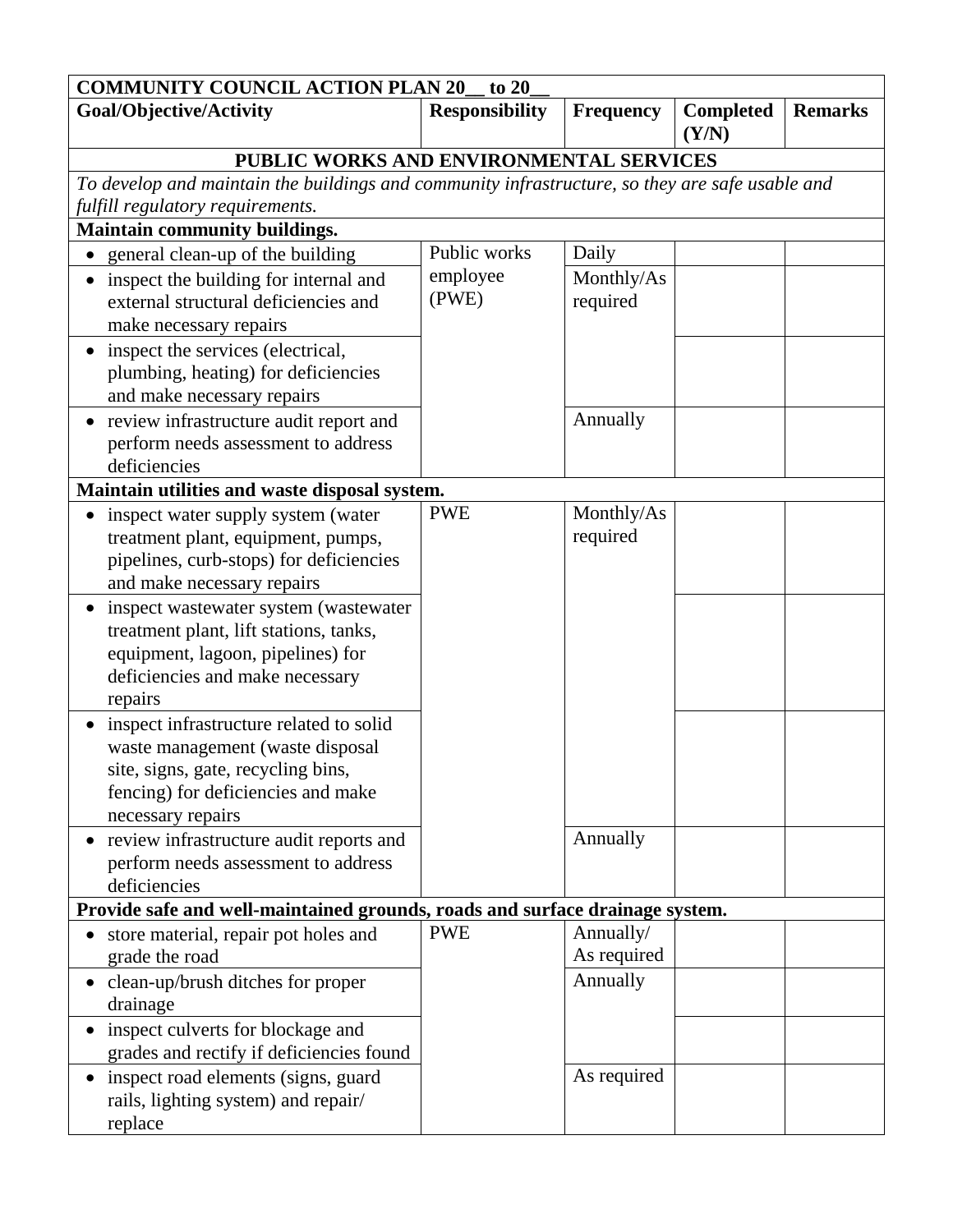| COMMUNITY COUNCIL ACTION PLAN 20__ to 20__ | | | | |
|---|---|---|---|---|
| **Goal/Objective/Activity** | **Responsibility** | **Frequency** | **Completed (Y/N)** | **Remarks** |
| **PUBLIC WORKS AND ENVIRONMENTAL SERVICES** | | | | |
| *To develop and maintain the buildings and community infrastructure, so they are safe usable and fulfill regulatory requirements.* | | | | |
| **Maintain community buildings.** | | | | |
| • general clean-up of the building | Public works employee (PWE) | Daily | | |
| • inspect the building for internal and external structural deficiencies and make necessary repairs | | Monthly/As required | | |
| • inspect the services (electrical, plumbing, heating) for deficiencies and make necessary repairs | | | | |
| • review infrastructure audit report and perform needs assessment to address deficiencies | | Annually | | |
| **Maintain utilities and waste disposal system.** | | | | |
| • inspect water supply system (water treatment plant, equipment, pumps, pipelines, curb-stops) for deficiencies and make necessary repairs | PWE | Monthly/As required | | |
| • inspect wastewater system (wastewater treatment plant, lift stations, tanks, equipment, lagoon, pipelines) for deficiencies and make necessary repairs | | | | |
| • inspect infrastructure related to solid waste management (waste disposal site, signs, gate, recycling bins, fencing) for deficiencies and make necessary repairs | | | | |
| • review infrastructure audit reports and perform needs assessment to address deficiencies | | Annually | | |
| **Provide safe and well-maintained grounds, roads and surface drainage system.** | | | | |
| • store material, repair pot holes and grade the road | PWE | Annually/ As required | | |
| • clean-up/brush ditches for proper drainage | | Annually | | |
| • inspect culverts for blockage and grades and rectify if deficiencies found | | | | |
| • inspect road elements (signs, guard rails, lighting system) and repair/ replace | | As required | | |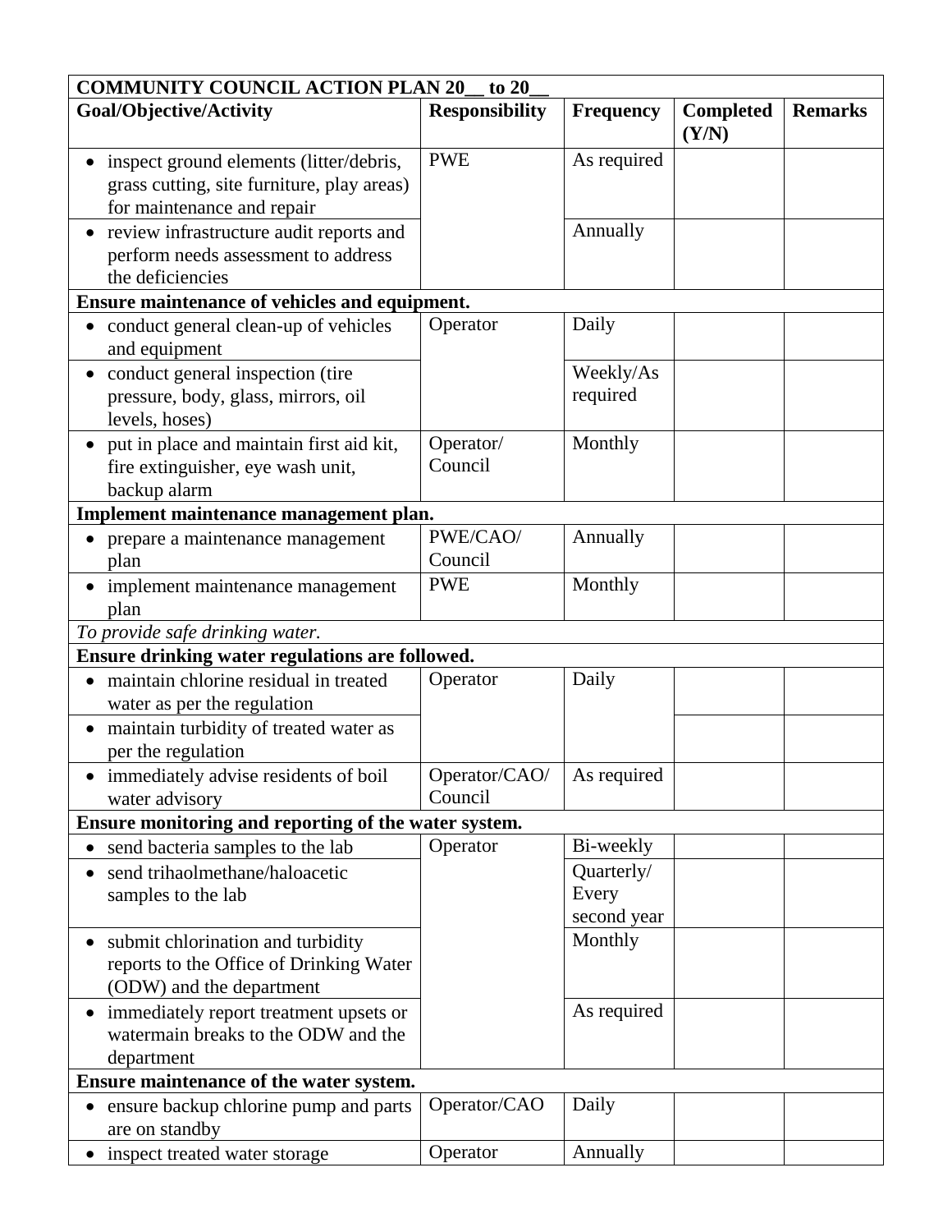| COMMUNITY COUNCIL ACTION PLAN 20__ to 20__ | | | | |
|---|---|---|---|---|
| **Goal/Objective/Activity** | **Responsibility** | **Frequency** | **Completed (Y/N)** | **Remarks** |
| • inspect ground elements (litter/debris, grass cutting, site furniture, play areas) for maintenance and repair | PWE | As required | | |
| • review infrastructure audit reports and perform needs assessment to address the deficiencies | | Annually | | |
| **Ensure maintenance of vehicles and equipment.** | | | | |
| • conduct general clean-up of vehicles and equipment | Operator | Daily | | |
| • conduct general inspection (tire pressure, body, glass, mirrors, oil levels, hoses) | | Weekly/As required | | |
| • put in place and maintain first aid kit, fire extinguisher, eye wash unit, backup alarm | Operator/ Council | Monthly | | |
| **Implement maintenance management plan.** | | | | |
| • prepare a maintenance management plan | PWE/CAO/ Council | Annually | | |
| • implement maintenance management plan | PWE | Monthly | | |
| *To provide safe drinking water.* | | | | |
| **Ensure drinking water regulations are followed.** | | | | |
| • maintain chlorine residual in treated water as per the regulation | Operator | Daily | | |
| • maintain turbidity of treated water as per the regulation | | | | |
| • immediately advise residents of boil water advisory | Operator/CAO/ Council | As required | | |
| **Ensure monitoring and reporting of the water system.** | | | | |
| • send bacteria samples to the lab | Operator | Bi-weekly | | |
| • send trihaolmethane/haloacetic samples to the lab | | Quarterly/ Every second year | | |
| • submit chlorination and turbidity reports to the Office of Drinking Water (ODW) and the department | | Monthly | | |
| • immediately report treatment upsets or watermain breaks to the ODW and the department | | As required | | |
| **Ensure maintenance of the water system.** | | | | |
| • ensure backup chlorine pump and parts are on standby | Operator/CAO | Daily | | |
| • inspect treated water storage | Operator | Annually | | |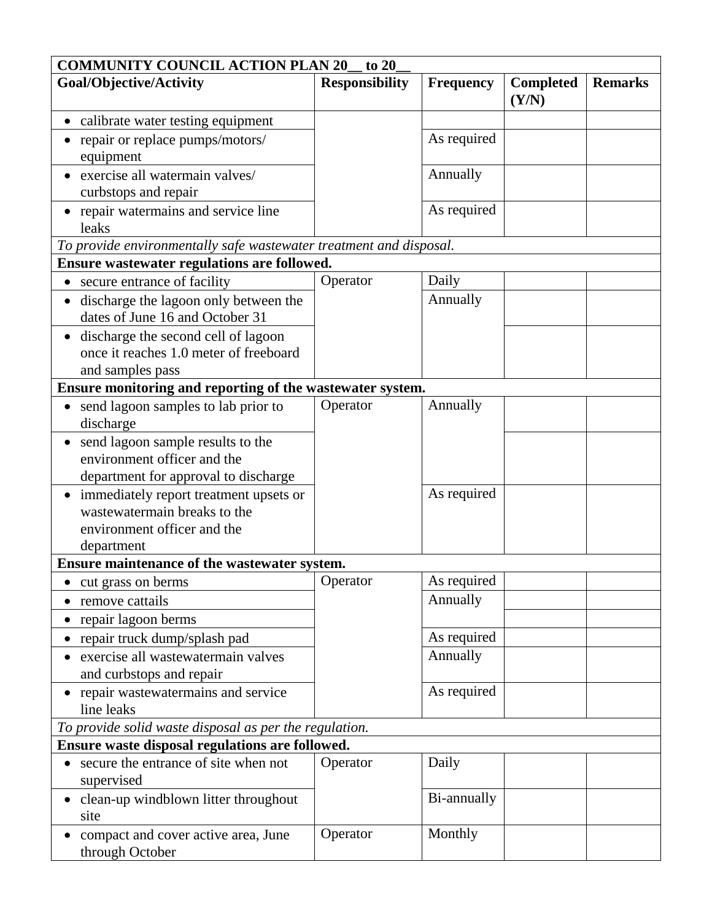| COMMUNITY COUNCIL ACTION PLAN 20__ to 20__ | | | | |
|---|---|---|---|---|
| **Goal/Objective/Activity** | **Responsibility** | **Frequency** | **Completed (Y/N)** | **Remarks** |
| • calibrate water testing equipment | | | | |
| • repair or replace pumps/motors/ equipment | | As required | | |
| • exercise all watermain valves/ curbstops and repair | | Annually | | |
| • repair watermains and service line leaks | | As required | | |
| *To provide environmentally safe wastewater treatment and disposal.* | | | | |
| **Ensure wastewater regulations are followed.** | | | | |
| • secure entrance of facility | Operator | Daily | | |
| • discharge the lagoon only between the dates of June 16 and October 31 | | Annually | | |
| • discharge the second cell of lagoon once it reaches 1.0 meter of freeboard and samples pass | | | | |
| **Ensure monitoring and reporting of the wastewater system.** | | | | |
| • send lagoon samples to lab prior to discharge | Operator | Annually | | |
| • send lagoon sample results to the environment officer and the department for approval to discharge | | | | |
| • immediately report treatment upsets or wastewatermain breaks to the environment officer and the department | | As required | | |
| **Ensure maintenance of the wastewater system.** | | | | |
| • cut grass on berms | Operator | As required | | |
| • remove cattails | | Annually | | |
| • repair lagoon berms | | | | |
| • repair truck dump/splash pad | | As required | | |
| • exercise all wastewatermain valves and curbstops and repair | | Annually | | |
| • repair wastewatermains and service line leaks | | As required | | |
| *To provide solid waste disposal as per the regulation.* | | | | |
| **Ensure waste disposal regulations are followed.** | | | | |
| • secure the entrance of site when not supervised | Operator | Daily | | |
| • clean-up windblown litter throughout site | | Bi-annually | | |
| • compact and cover active area, June through October | Operator | Monthly | | |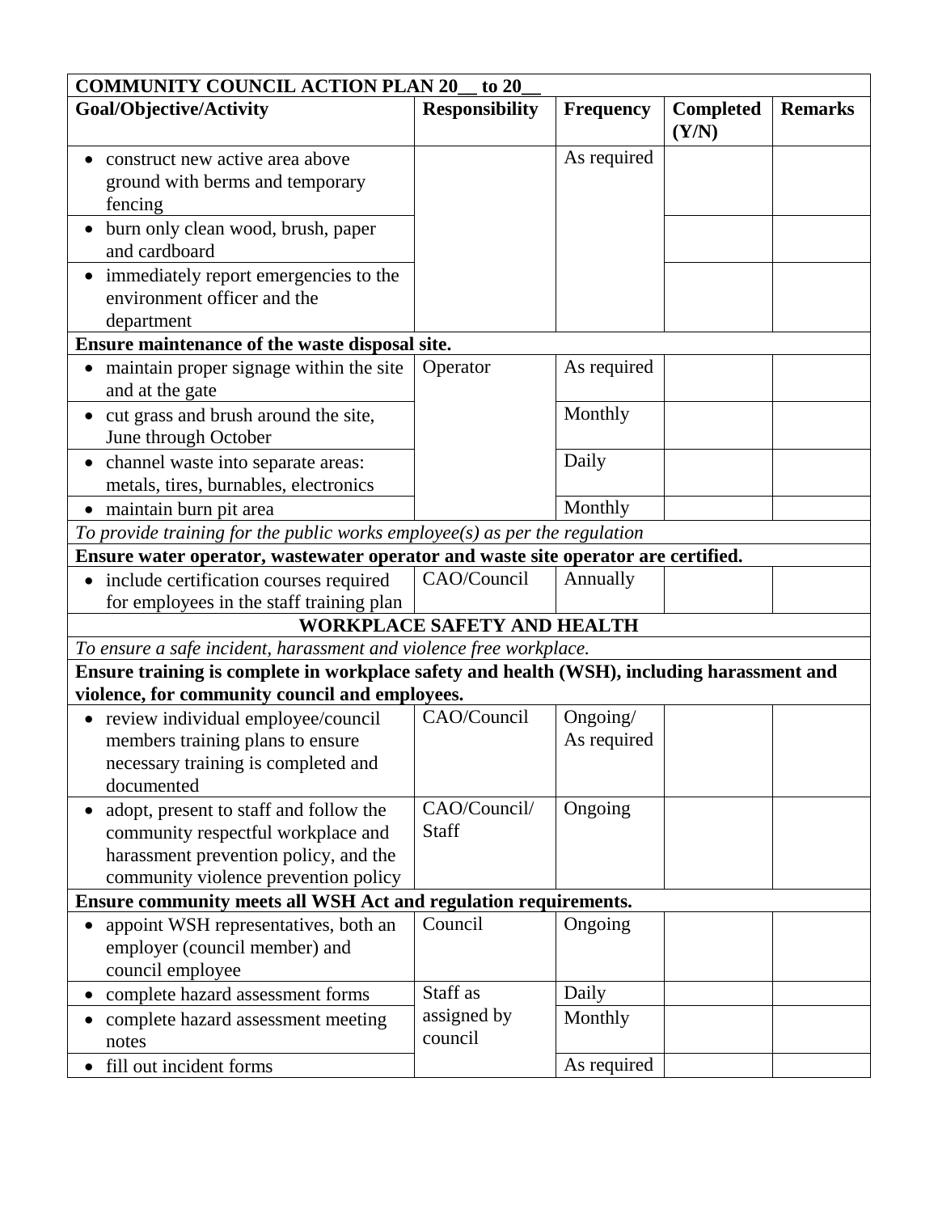| COMMUNITY COUNCIL ACTION PLAN 20__ to 20__ | | | | |
|---|---|---|---|---|
| **Goal/Objective/Activity** | **Responsibility** | **Frequency** | **Completed (Y/N)** | **Remarks** |
| • construct new active area above ground with berms and temporary fencing | | As required | | |
| • burn only clean wood, brush, paper and cardboard | | | | |
| • immediately report emergencies to the environment officer and the department | | | | |
| **Ensure maintenance of the waste disposal site.** | | | | |
| • maintain proper signage within the site and at the gate | Operator | As required | | |
| • cut grass and brush around the site, June through October | | Monthly | | |
| • channel waste into separate areas: metals, tires, burnables, electronics | | Daily | | |
| • maintain burn pit area | | Monthly | | |
| *To provide training for the public works employee(s) as per the regulation* | | | | |
| **Ensure water operator, wastewater operator and waste site operator are certified.** | | | | |
| • include certification courses required for employees in the staff training plan | CAO/Council | Annually | | |
| **WORKPLACE SAFETY AND HEALTH** | | | | |
| *To ensure a safe incident, harassment and violence free workplace.* | | | | |
| **Ensure training is complete in workplace safety and health (WSH), including harassment and violence, for community council and employees.** | | | | |
| • review individual employee/council members training plans to ensure necessary training is completed and documented | CAO/Council | Ongoing/ As required | | |
| • adopt, present to staff and follow the community respectful workplace and harassment prevention policy, and the community violence prevention policy | CAO/Council/ Staff | Ongoing | | |
| **Ensure community meets all WSH Act and regulation requirements.** | | | | |
| • appoint WSH representatives, both an employer (council member) and council employee | Council | Ongoing | | |
| • complete hazard assessment forms | Staff as assigned by council | Daily | | |
| • complete hazard assessment meeting notes | | Monthly | | |
| • fill out incident forms | | As required | | |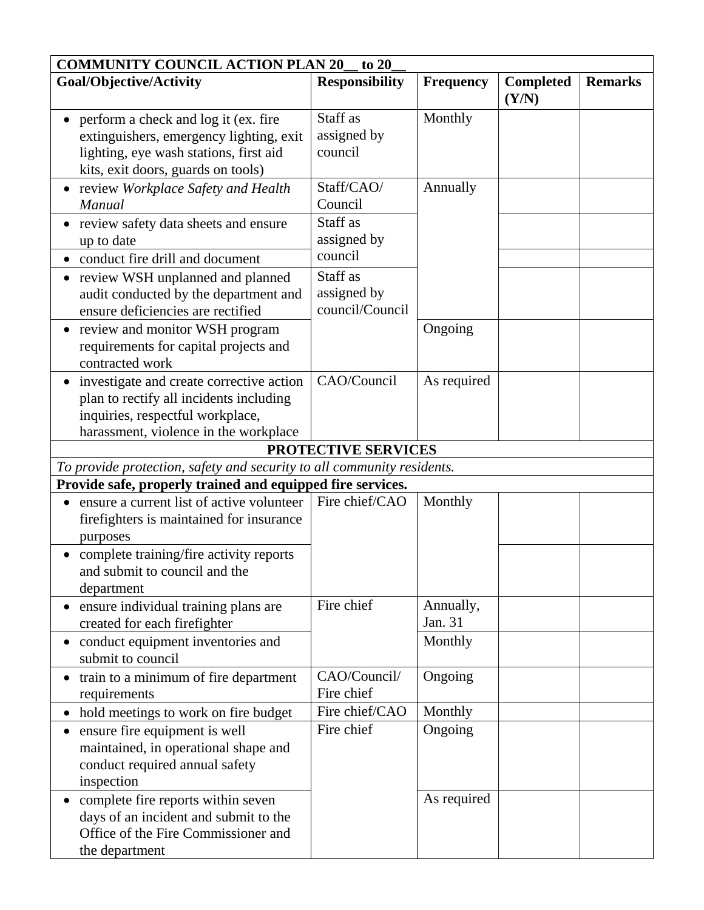| COMMUNITY COUNCIL ACTION PLAN 20__ to 20__ | | | | |
|---|---|---|---|---|
| **Goal/Objective/Activity** | **Responsibility** | **Frequency** | **Completed (Y/N)** | **Remarks** |
| • perform a check and log it (ex. fire extinguishers, emergency lighting, exit lighting, eye wash stations, first aid kits, exit doors, guards on tools) | Staff as assigned by council | Monthly | | |
| • review *Workplace Safety and Health Manual* | Staff/CAO/ Council | Annually | | |
| • review safety data sheets and ensure up to date | Staff as assigned by council | | | |
| • conduct fire drill and document | | | | |
| • review WSH unplanned and planned audit conducted by the department and ensure deficiencies are rectified | Staff as assigned by council/Council | | | |
| • review and monitor WSH program requirements for capital projects and contracted work | | Ongoing | | |
| • investigate and create corrective action plan to rectify all incidents including inquiries, respectful workplace, harassment, violence in the workplace | CAO/Council | As required | | |
| **PROTECTIVE SERVICES** | | | | |
| *To provide protection, safety and security to all community residents.* | | | | |
| **Provide safe, properly trained and equipped fire services.** | | | | |
| • ensure a current list of active volunteer firefighters is maintained for insurance purposes | Fire chief/CAO | Monthly | | |
| • complete training/fire activity reports and submit to council and the department | | | | |
| • ensure individual training plans are created for each firefighter | Fire chief | Annually, Jan. 31 | | |
| • conduct equipment inventories and submit to council | | Monthly | | |
| • train to a minimum of fire department requirements | CAO/Council/ Fire chief | Ongoing | | |
| • hold meetings to work on fire budget | Fire chief/CAO | Monthly | | |
| • ensure fire equipment is well maintained, in operational shape and conduct required annual safety inspection | Fire chief | Ongoing | | |
| • complete fire reports within seven days of an incident and submit to the Office of the Fire Commissioner and the department | | As required | | |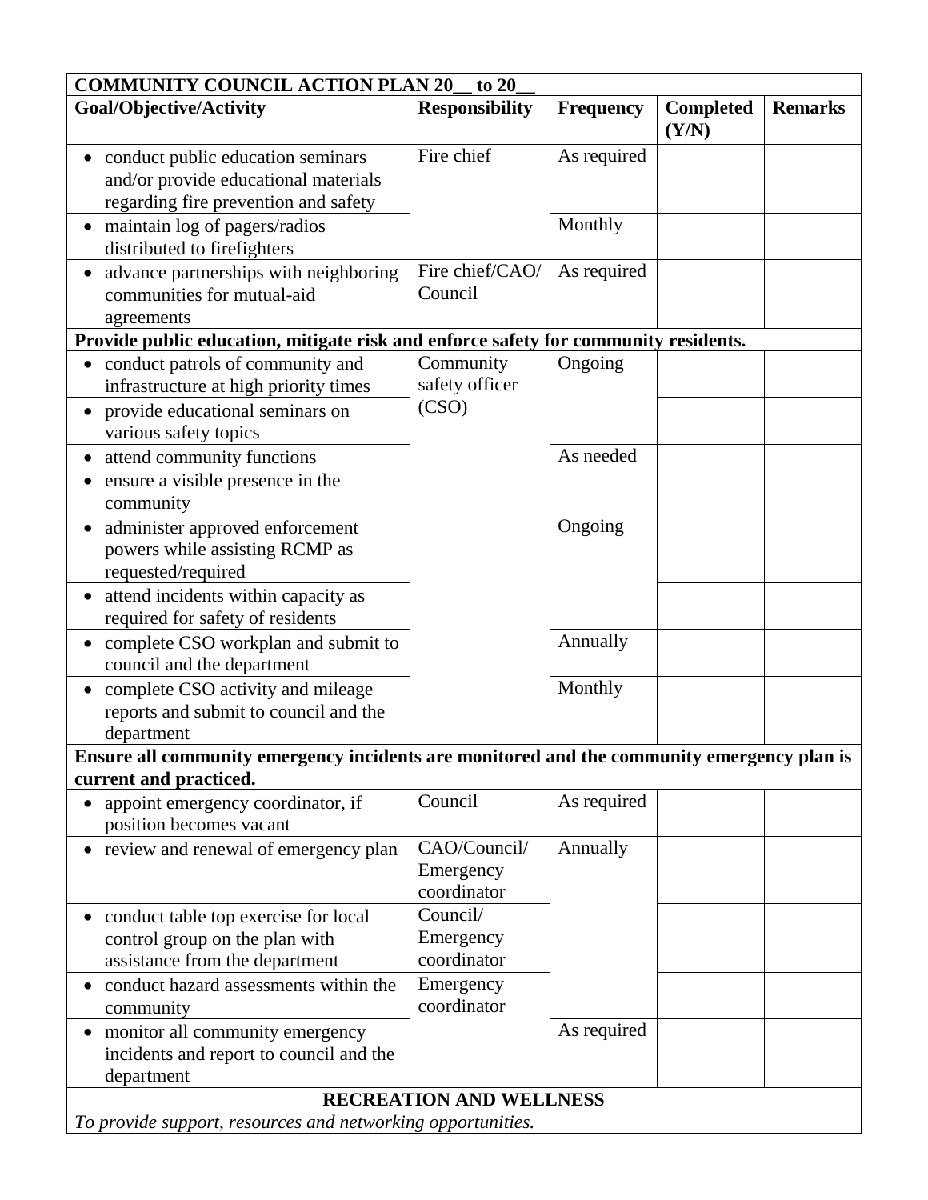| COMMUNITY COUNCIL ACTION PLAN 20__ to 20__ | | | | |
|---|---|---|---|---|
| **Goal/Objective/Activity** | **Responsibility** | **Frequency** | **Completed (Y/N)** | **Remarks** |
| • conduct public education seminars and/or provide educational materials regarding fire prevention and safety | Fire chief | As required | | |
| • maintain log of pagers/radios distributed to firefighters | | Monthly | | |
| • advance partnerships with neighboring communities for mutual-aid agreements | Fire chief/CAO/ Council | As required | | |
| **Provide public education, mitigate risk and enforce safety for community residents.** | | | | |
| • conduct patrols of community and infrastructure at high priority times | Community safety officer (CSO) | Ongoing | | |
| • provide educational seminars on various safety topics | | | | |
| • attend community functions<br>• ensure a visible presence in the community | | As needed | | |
| • administer approved enforcement powers while assisting RCMP as requested/required | | Ongoing | | |
| • attend incidents within capacity as required for safety of residents | | | | |
| • complete CSO workplan and submit to council and the department | | Annually | | |
| • complete CSO activity and mileage reports and submit to council and the department | | Monthly | | |
| **Ensure all community emergency incidents are monitored and the community emergency plan is current and practiced.** | | | | |
| • appoint emergency coordinator, if position becomes vacant | Council | As required | | |
| • review and renewal of emergency plan | CAO/Council/ Emergency coordinator | Annually | | |
| • conduct table top exercise for local control group on the plan with assistance from the department | Council/ Emergency coordinator | | | |
| • conduct hazard assessments within the community | Emergency coordinator | | | |
| • monitor all community emergency incidents and report to council and the department | | As required | | |
| **RECREATION AND WELLNESS** | | | | |
| *To provide support, resources and networking opportunities.* | | | | |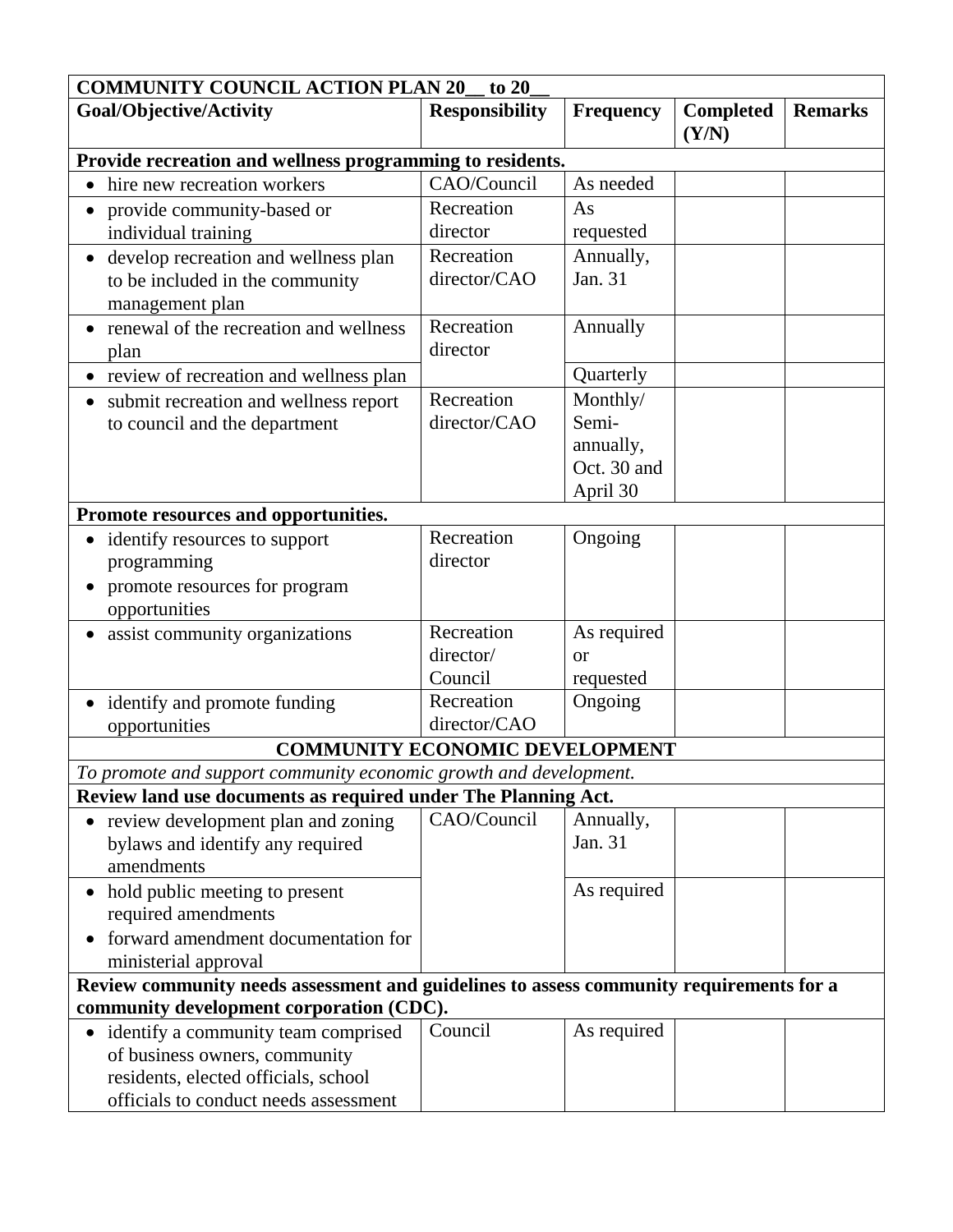| COMMUNITY COUNCIL ACTION PLAN 20__ to 20__ | | | | |
|---|---|---|---|---|
| **Goal/Objective/Activity** | **Responsibility** | **Frequency** | **Completed (Y/N)** | **Remarks** |
| **Provide recreation and wellness programming to residents.** | | | | |
| • hire new recreation workers | CAO/Council | As needed | | |
| • provide community-based or individual training | Recreation director | As requested | | |
| • develop recreation and wellness plan to be included in the community management plan | Recreation director/CAO | Annually, Jan. 31 | | |
| • renewal of the recreation and wellness plan | Recreation director | Annually | | |
| • review of recreation and wellness plan | | Quarterly | | |
| • submit recreation and wellness report to council and the department | Recreation director/CAO | Monthly/ Semi-annually, Oct. 30 and April 30 | | |
| **Promote resources and opportunities.** | | | | |
| • identify resources to support programming<br>• promote resources for program opportunities | Recreation director | Ongoing | | |
| • assist community organizations | Recreation director/ Council | As required or requested | | |
| • identify and promote funding opportunities | Recreation director/CAO | Ongoing | | |
| **COMMUNITY ECONOMIC DEVELOPMENT** | | | | |
| *To promote and support community economic growth and development.* | | | | |
| **Review land use documents as required under The Planning Act.** | | | | |
| • review development plan and zoning bylaws and identify any required amendments | CAO/Council | Annually, Jan. 31 | | |
| • hold public meeting to present required amendments<br>• forward amendment documentation for ministerial approval | | As required | | |
| **Review community needs assessment and guidelines to assess community requirements for a community development corporation (CDC).** | | | | |
| • identify a community team comprised of business owners, community residents, elected officials, school officials to conduct needs assessment | Council | As required | | |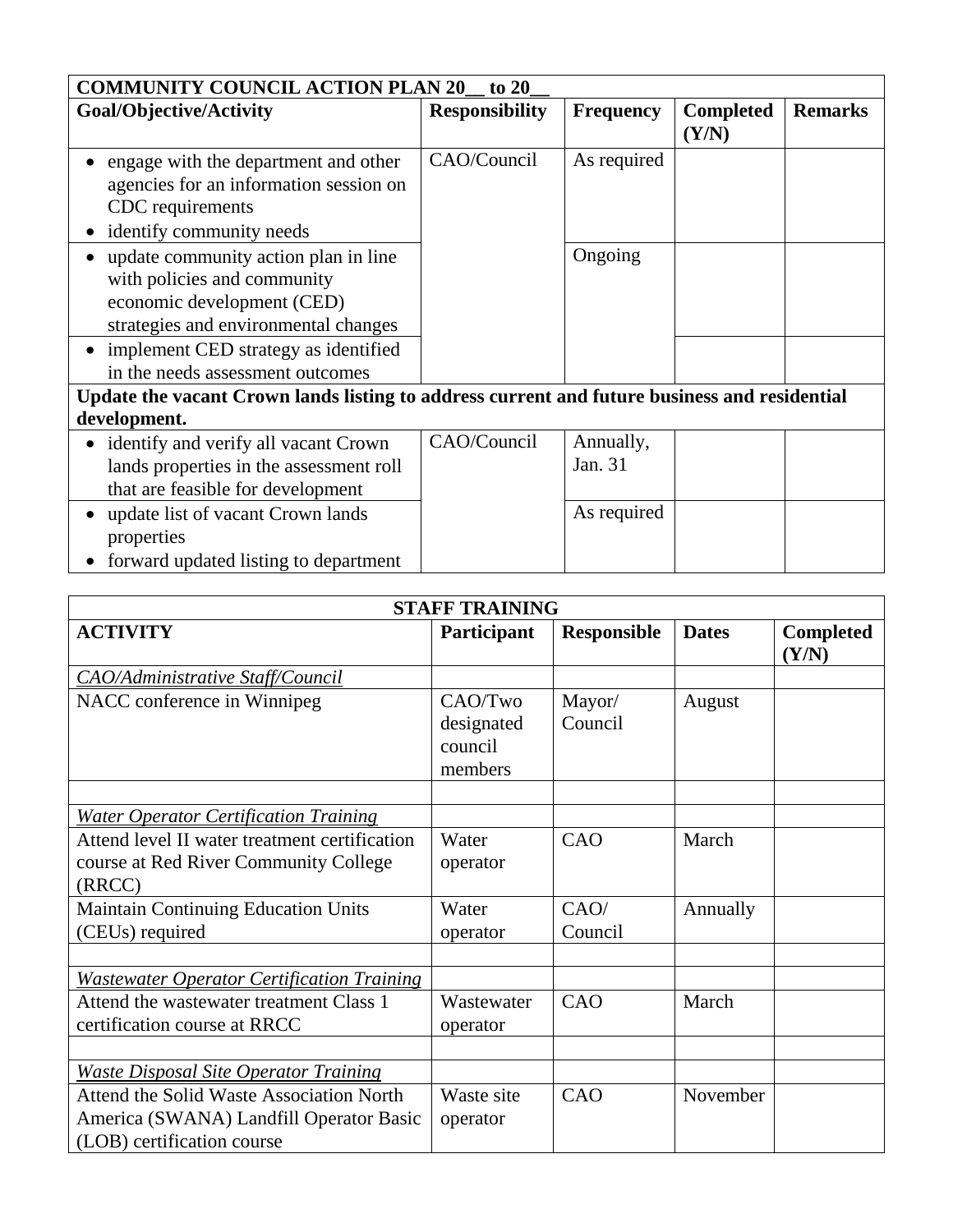| COMMUNITY COUNCIL ACTION PLAN 20__ to 20__ | | | | |
|---|---|---|---|---|
| **Goal/Objective/Activity** | **Responsibility** | **Frequency** | **Completed (Y/N)** | **Remarks** |
| • engage with the department and other agencies for an information session on CDC requirements<br>• identify community needs | CAO/Council | As required | | |
| • update community action plan in line with policies and community economic development (CED) strategies and environmental changes | | Ongoing | | |
| • implement CED strategy as identified in the needs assessment outcomes | | | | |
| **Update the vacant Crown lands listing to address current and future business and residential development.** | | | | |
| • identify and verify all vacant Crown lands properties in the assessment roll that are feasible for development | CAO/Council | Annually, Jan. 31 | | |
| • update list of vacant Crown lands properties<br>• forward updated listing to department | | As required | | |

| STAFF TRAINING | | | | |
|---|---|---|---|---|
| **ACTIVITY** | **Participant** | **Responsible** | **Dates** | **Completed (Y/N)** |
| *CAO/Administrative Staff/Council* | | | | |
| NACC conference in Winnipeg | CAO/Two designated council members | Mayor/ Council | August | |
| | | | | |
| *Water Operator Certification Training* | | | | |
| Attend level II water treatment certification course at Red River Community College (RRCC) | Water operator | CAO | March | |
| Maintain Continuing Education Units (CEUs) required | Water operator | CAO/ Council | Annually | |
| | | | | |
| *Wastewater Operator Certification Training* | | | | |
| Attend the wastewater treatment Class 1 certification course at RRCC | Wastewater operator | CAO | March | |
| | | | | |
| *Waste Disposal Site Operator Training* | | | | |
| Attend the Solid Waste Association North America (SWANA) Landfill Operator Basic (LOB) certification course | Waste site operator | CAO | November | |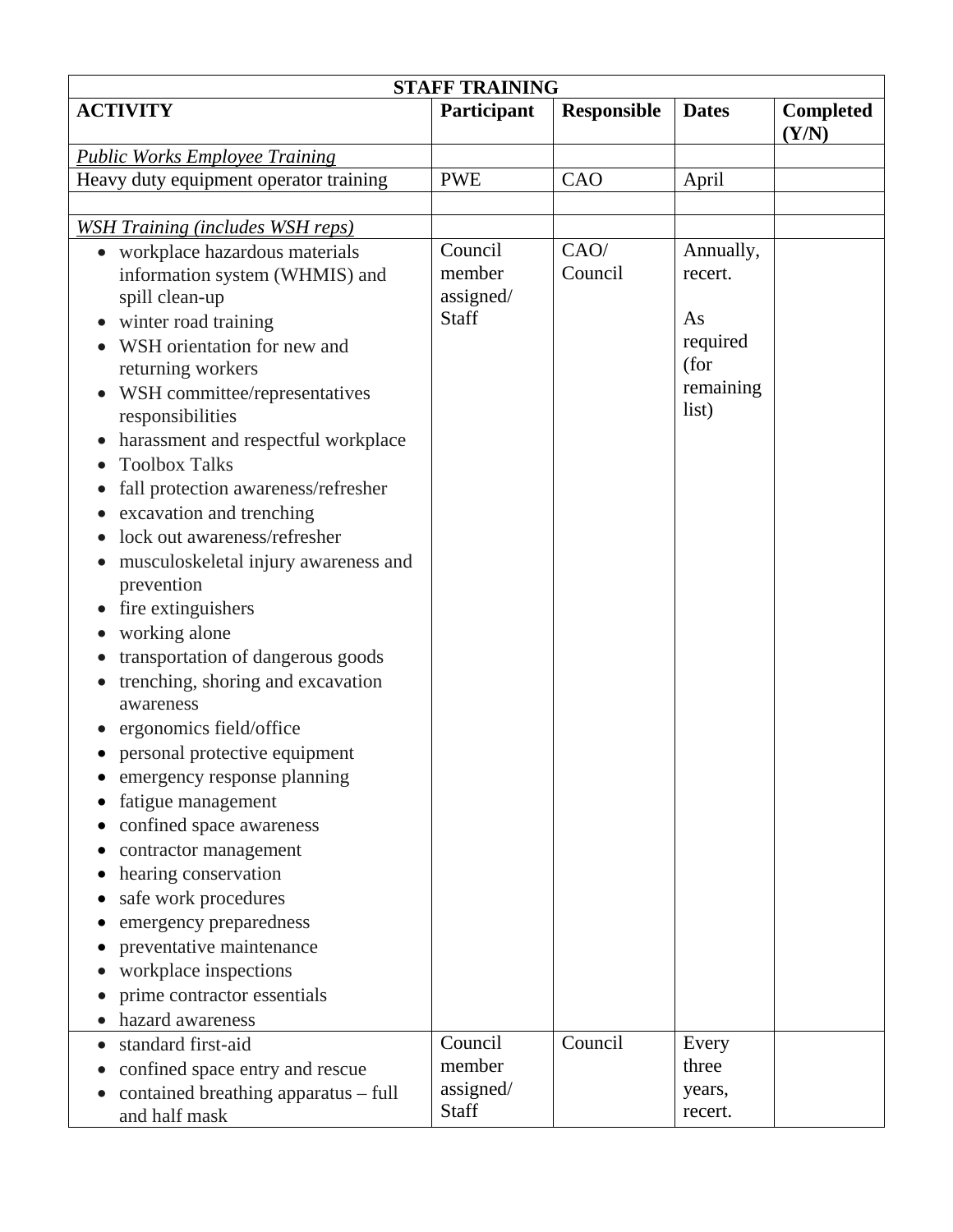| STAFF TRAINING | | | | |
|---|---|---|---|---|
| **ACTIVITY** | **Participant** | **Responsible** | **Dates** | **Completed (Y/N)** |
| *Public Works Employee Training* | | | | |
| Heavy duty equipment operator training | PWE | CAO | April | |
| | | | | |
| *WSH Training (includes WSH reps)* | | | | |
| • workplace hazardous materials information system (WHMIS) and spill clean-up<br>• winter road training<br>• WSH orientation for new and returning workers<br>• WSH committee/representatives responsibilities<br>• harassment and respectful workplace<br>• Toolbox Talks<br>• fall protection awareness/refresher<br>• excavation and trenching<br>• lock out awareness/refresher<br>• musculoskeletal injury awareness and prevention<br>• fire extinguishers<br>• working alone<br>• transportation of dangerous goods<br>• trenching, shoring and excavation awareness<br>• ergonomics field/office<br>• personal protective equipment<br>• emergency response planning<br>• fatigue management<br>• confined space awareness<br>• contractor management<br>• hearing conservation<br>• safe work procedures<br>• emergency preparedness<br>• preventative maintenance<br>• workplace inspections<br>• prime contractor essentials<br>• hazard awareness | Council member assigned/ Staff | CAO/ Council | Annually, recert.<br><br>As required (for remaining list) | |
| • standard first-aid<br>• confined space entry and rescue<br>• contained breathing apparatus – full and half mask | Council member assigned/ Staff | Council | Every three years, recert. | |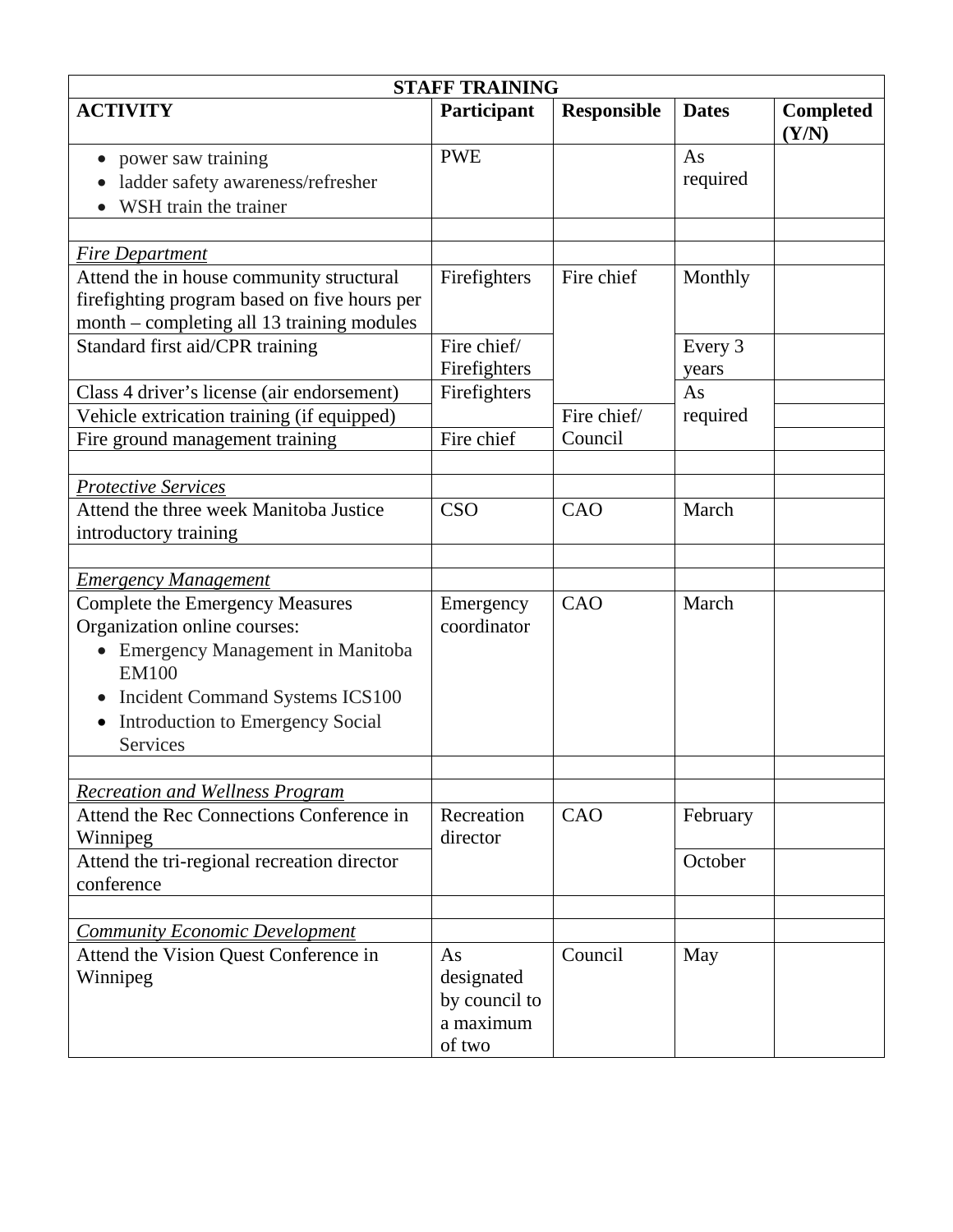| STAFF TRAINING | | | | |
|---|---|---|---|---|
| **ACTIVITY** | **Participant** | **Responsible** | **Dates** | **Completed (Y/N)** |
| • power saw training<br>• ladder safety awareness/refresher<br>• WSH train the trainer | PWE | | As required | |
| | | | | |
| *Fire Department* | | | | |
| Attend the in house community structural firefighting program based on five hours per month – completing all 13 training modules | Firefighters | Fire chief | Monthly | |
| Standard first aid/CPR training | Fire chief/ Firefighters | | Every 3 years | |
| Class 4 driver's license (air endorsement) | Firefighters | | As required | |
| Vehicle extrication training (if equipped) | | Fire chief/ Council | | |
| Fire ground management training | Fire chief | | | |
| | | | | |
| *Protective Services* | | | | |
| Attend the three week Manitoba Justice introductory training | CSO | CAO | March | |
| | | | | |
| *Emergency Management* | | | | |
| Complete the Emergency Measures Organization online courses:<br>• Emergency Management in Manitoba EM100<br>• Incident Command Systems ICS100<br>• Introduction to Emergency Social Services | Emergency coordinator | CAO | March | |
| | | | | |
| *Recreation and Wellness Program* | | | | |
| Attend the Rec Connections Conference in Winnipeg | Recreation director | CAO | February | |
| Attend the tri-regional recreation director conference | | | October | |
| | | | | |
| *Community Economic Development* | | | | |
| Attend the Vision Quest Conference in Winnipeg | As designated by council to a maximum of two | Council | May | |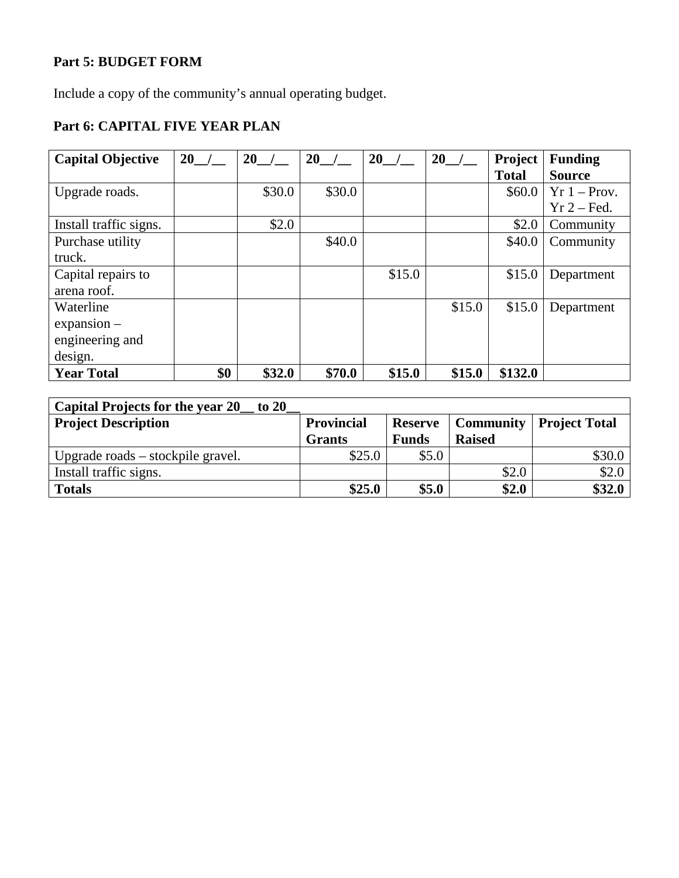**Part 5: BUDGET FORM**

Include a copy of the community's annual operating budget.

**Part 6: CAPITAL FIVE YEAR PLAN**

| Capital Objective | 20__/__ | 20__/__ | 20__/__ | 20__/__ | 20__/__ | Project Total | Funding Source |
|---|---|---|---|---|---|---|---|
| Upgrade roads. | | $30.0 | $30.0 | | | $60.0 | Yr 1 – Prov. Yr 2 – Fed. |
| Install traffic signs. | | $2.0 | | | | $2.0 | Community |
| Purchase utility truck. | | | $40.0 | | | $40.0 | Community |
| Capital repairs to arena roof. | | | | $15.0 | | $15.0 | Department |
| Waterline expansion – engineering and design. | | | | | $15.0 | $15.0 | Department |
| **Year Total** | **$0** | **$32.0** | **$70.0** | **$15.0** | **$15.0** | **$132.0** | |

| Capital Projects for the year 20__ to 20__ | | | | |
|---|---|---|---|---|
| **Project Description** | **Provincial Grants** | **Reserve Funds** | **Community Raised** | **Project Total** |
| Upgrade roads – stockpile gravel. | $25.0 | $5.0 | | $30.0 |
| Install traffic signs. | | | $2.0 | $2.0 |
| **Totals** | **$25.0** | **$5.0** | **$2.0** | **$32.0** |